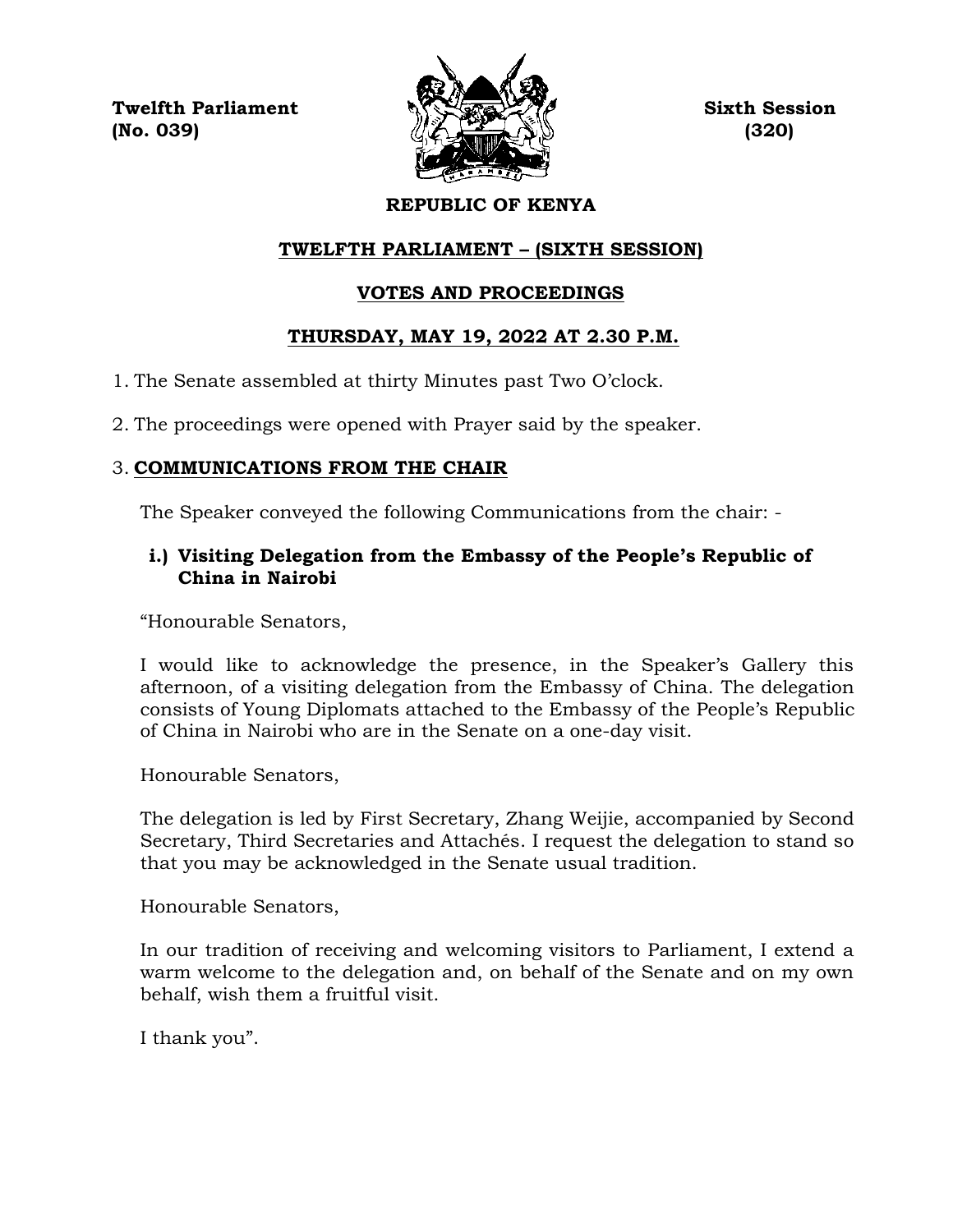**Twelfth Parliament** **Sixth Session**
**(No. 039)** **(320)**

# REPUBLIC OF KENYA

## TWELFTH PARLIAMENT – (SIXTH SESSION)

## VOTES AND PROCEEDINGS

## THURSDAY, MAY 19, 2022 AT 2.30 P.M.

1. The Senate assembled at thirty Minutes past Two O'clock.

2. The proceedings were opened with Prayer said by the speaker.

3. **COMMUNICATIONS FROM THE CHAIR**

   The Speaker conveyed the following Communications from the chair: -

   **i.) Visiting Delegation from the Embassy of the People's Republic of China in Nairobi**

   "Honourable Senators,

   I would like to acknowledge the presence, in the Speaker's Gallery this afternoon, of a visiting delegation from the Embassy of China. The delegation consists of Young Diplomats attached to the Embassy of the People's Republic of China in Nairobi who are in the Senate on a one-day visit.

   Honourable Senators,

   The delegation is led by First Secretary, Zhang Weijie, accompanied by Second Secretary, Third Secretaries and Attachés. I request the delegation to stand so that you may be acknowledged in the Senate usual tradition.

   Honourable Senators,

   In our tradition of receiving and welcoming visitors to Parliament, I extend a warm welcome to the delegation and, on behalf of the Senate and on my own behalf, wish them a fruitful visit.

   I thank you".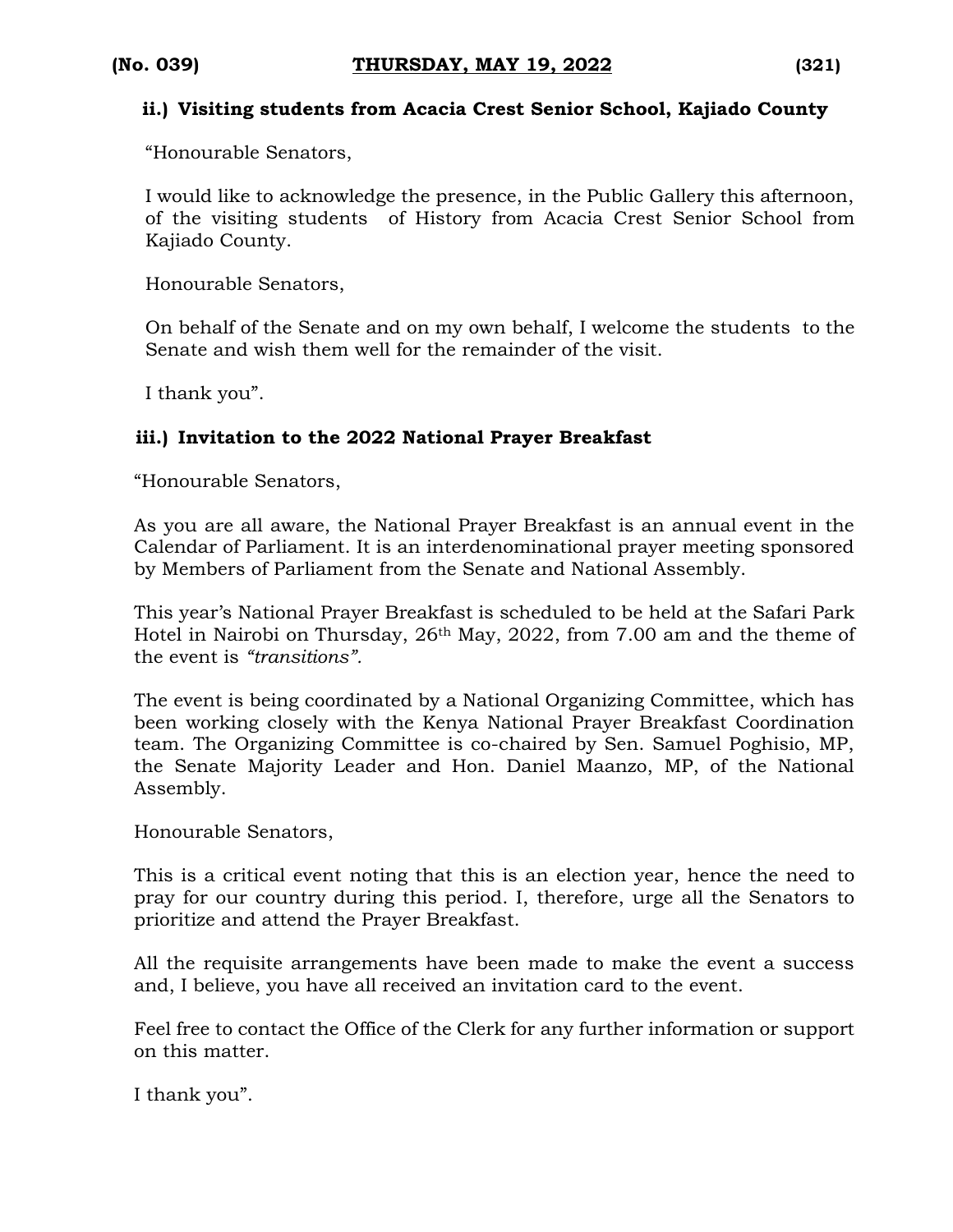**ii.) Visiting students from Acacia Crest Senior School, Kajiado County**

"Honourable Senators,

I would like to acknowledge the presence, in the Public Gallery this afternoon, of the visiting students of History from Acacia Crest Senior School from Kajiado County.

Honourable Senators,

On behalf of the Senate and on my own behalf, I welcome the students to the Senate and wish them well for the remainder of the visit.

I thank you".

**iii.) Invitation to the 2022 National Prayer Breakfast**

"Honourable Senators,

As you are all aware, the National Prayer Breakfast is an annual event in the Calendar of Parliament. It is an interdenominational prayer meeting sponsored by Members of Parliament from the Senate and National Assembly.

This year's National Prayer Breakfast is scheduled to be held at the Safari Park Hotel in Nairobi on Thursday, 26th May, 2022, from 7.00 am and the theme of the event is *"transitions".*

The event is being coordinated by a National Organizing Committee, which has been working closely with the Kenya National Prayer Breakfast Coordination team. The Organizing Committee is co-chaired by Sen. Samuel Poghisio, MP, the Senate Majority Leader and Hon. Daniel Maanzo, MP, of the National Assembly.

Honourable Senators,

This is a critical event noting that this is an election year, hence the need to pray for our country during this period. I, therefore, urge all the Senators to prioritize and attend the Prayer Breakfast.

All the requisite arrangements have been made to make the event a success and, I believe, you have all received an invitation card to the event.

Feel free to contact the Office of the Clerk for any further information or support on this matter.

I thank you".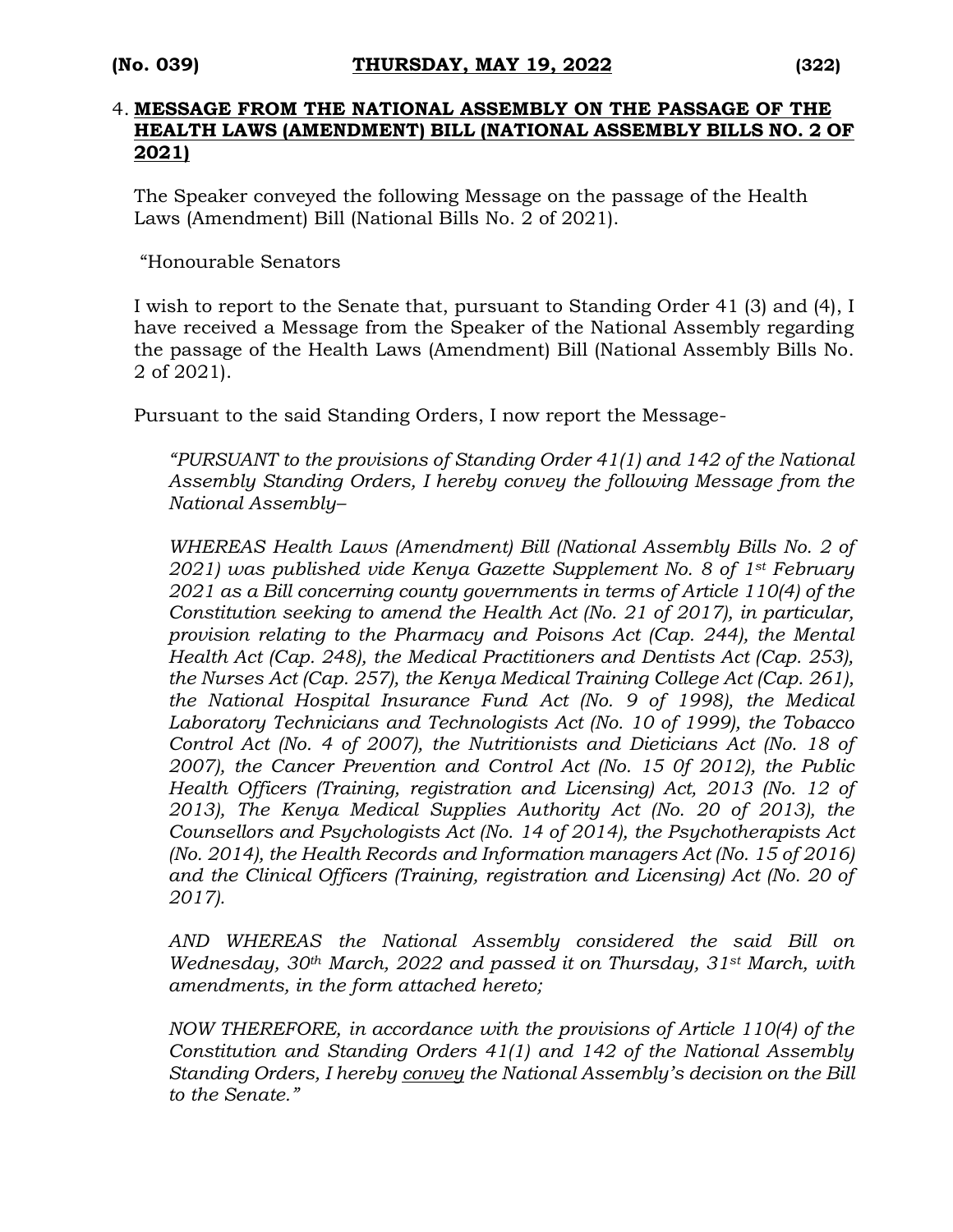4. **MESSAGE FROM THE NATIONAL ASSEMBLY ON THE PASSAGE OF THE HEALTH LAWS (AMENDMENT) BILL (NATIONAL ASSEMBLY BILLS NO. 2 OF 2021)**

The Speaker conveyed the following Message on the passage of the Health Laws (Amendment) Bill (National Bills No. 2 of 2021).

"Honourable Senators

I wish to report to the Senate that, pursuant to Standing Order 41 (3) and (4), I have received a Message from the Speaker of the National Assembly regarding the passage of the Health Laws (Amendment) Bill (National Assembly Bills No. 2 of 2021).

Pursuant to the said Standing Orders, I now report the Message-

*"PURSUANT to the provisions of Standing Order 41(1) and 142 of the National Assembly Standing Orders, I hereby convey the following Message from the National Assembly–*

*WHEREAS Health Laws (Amendment) Bill (National Assembly Bills No. 2 of 2021) was published vide Kenya Gazette Supplement No. 8 of 1st February 2021 as a Bill concerning county governments in terms of Article 110(4) of the Constitution seeking to amend the Health Act (No. 21 of 2017), in particular, provision relating to the Pharmacy and Poisons Act (Cap. 244), the Mental Health Act (Cap. 248), the Medical Practitioners and Dentists Act (Cap. 253), the Nurses Act (Cap. 257), the Kenya Medical Training College Act (Cap. 261), the National Hospital Insurance Fund Act (No. 9 of 1998), the Medical Laboratory Technicians and Technologists Act (No. 10 of 1999), the Tobacco Control Act (No. 4 of 2007), the Nutritionists and Dieticians Act (No. 18 of 2007), the Cancer Prevention and Control Act (No. 15 0f 2012), the Public Health Officers (Training, registration and Licensing) Act, 2013 (No. 12 of 2013), The Kenya Medical Supplies Authority Act (No. 20 of 2013), the Counsellors and Psychologists Act (No. 14 of 2014), the Psychotherapists Act (No. 2014), the Health Records and Information managers Act (No. 15 of 2016) and the Clinical Officers (Training, registration and Licensing) Act (No. 20 of 2017).*

*AND WHEREAS the National Assembly considered the said Bill on Wednesday, 30th March, 2022 and passed it on Thursday, 31st March, with amendments, in the form attached hereto;*

*NOW THEREFORE, in accordance with the provisions of Article 110(4) of the Constitution and Standing Orders 41(1) and 142 of the National Assembly Standing Orders, I hereby convey the National Assembly's decision on the Bill to the Senate."*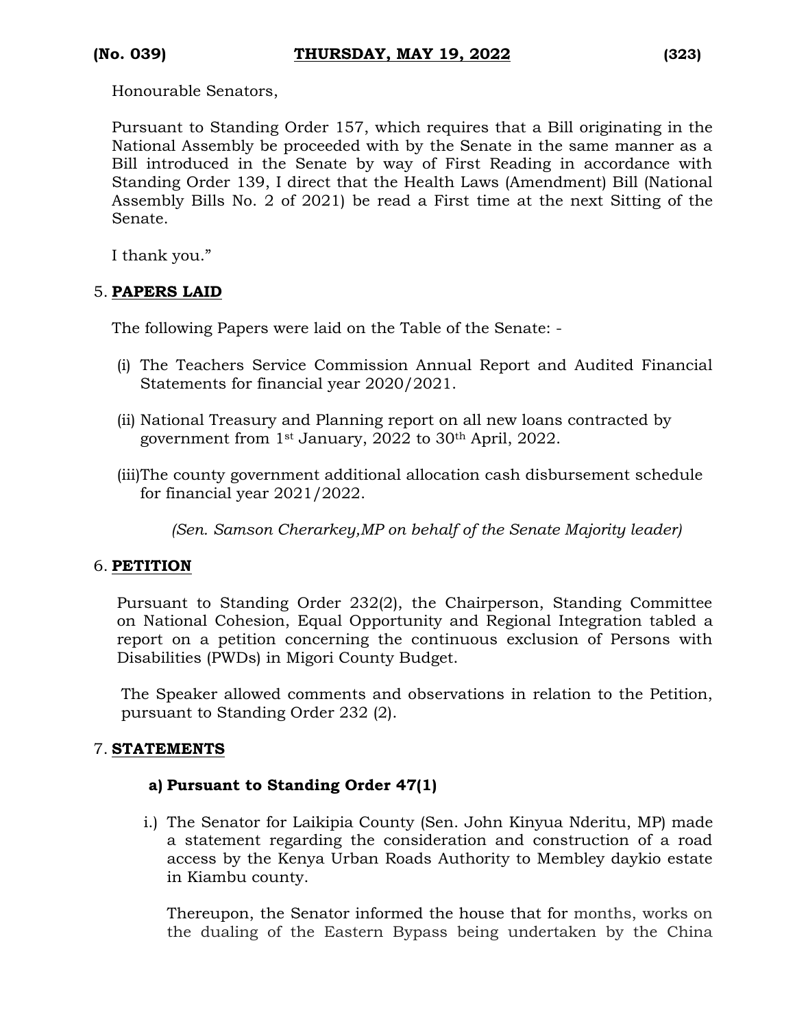Honourable Senators,

Pursuant to Standing Order 157, which requires that a Bill originating in the National Assembly be proceeded with by the Senate in the same manner as a Bill introduced in the Senate by way of First Reading in accordance with Standing Order 139, I direct that the Health Laws (Amendment) Bill (National Assembly Bills No. 2 of 2021) be read a First time at the next Sitting of the Senate.

I thank you."

5. **PAPERS LAID**

The following Papers were laid on the Table of the Senate: -

(i) The Teachers Service Commission Annual Report and Audited Financial Statements for financial year 2020/2021.

(ii) National Treasury and Planning report on all new loans contracted by government from 1st January, 2022 to 30th April, 2022.

(iii) The county government additional allocation cash disbursement schedule for financial year 2021/2022.

*(Sen. Samson Cherarkey,MP on behalf of the Senate Majority leader)*

6. **PETITION**

Pursuant to Standing Order 232(2), the Chairperson, Standing Committee on National Cohesion, Equal Opportunity and Regional Integration tabled a report on a petition concerning the continuous exclusion of Persons with Disabilities (PWDs) in Migori County Budget.

The Speaker allowed comments and observations in relation to the Petition, pursuant to Standing Order 232 (2).

7. **STATEMENTS**

**a) Pursuant to Standing Order 47(1)**

i.) The Senator for Laikipia County (Sen. John Kinyua Nderitu, MP) made a statement regarding the consideration and construction of a road access by the Kenya Urban Roads Authority to Membley daykio estate in Kiambu county.

Thereupon, the Senator informed the house that for months, works on the dualing of the Eastern Bypass being undertaken by the China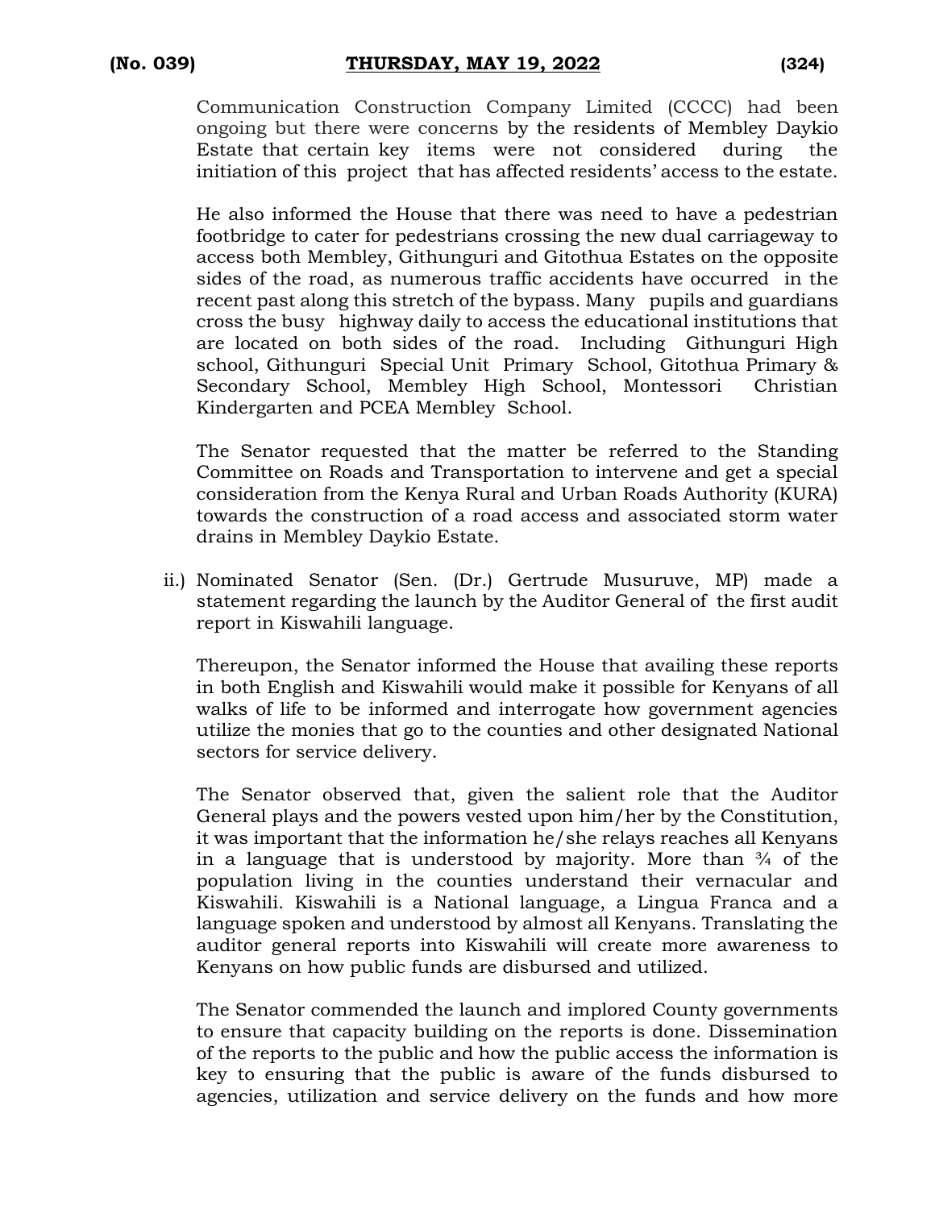Communication Construction Company Limited (CCCC) had been ongoing but there were concerns by the residents of Membley Daykio Estate that certain key items were not considered during the initiation of this project that has affected residents' access to the estate.

He also informed the House that there was need to have a pedestrian footbridge to cater for pedestrians crossing the new dual carriageway to access both Membley, Githunguri and Gitothua Estates on the opposite sides of the road, as numerous traffic accidents have occurred in the recent past along this stretch of the bypass. Many pupils and guardians cross the busy highway daily to access the educational institutions that are located on both sides of the road. Including Githunguri High school, Githunguri Special Unit Primary School, Gitothua Primary & Secondary School, Membley High School, Montessori Christian Kindergarten and PCEA Membley School.

The Senator requested that the matter be referred to the Standing Committee on Roads and Transportation to intervene and get a special consideration from the Kenya Rural and Urban Roads Authority (KURA) towards the construction of a road access and associated storm water drains in Membley Daykio Estate.

ii.) Nominated Senator (Sen. (Dr.) Gertrude Musuruve, MP) made a statement regarding the launch by the Auditor General of the first audit report in Kiswahili language.

Thereupon, the Senator informed the House that availing these reports in both English and Kiswahili would make it possible for Kenyans of all walks of life to be informed and interrogate how government agencies utilize the monies that go to the counties and other designated National sectors for service delivery.

The Senator observed that, given the salient role that the Auditor General plays and the powers vested upon him/her by the Constitution, it was important that the information he/she relays reaches all Kenyans in a language that is understood by majority. More than ¾ of the population living in the counties understand their vernacular and Kiswahili. Kiswahili is a National language, a Lingua Franca and a language spoken and understood by almost all Kenyans. Translating the auditor general reports into Kiswahili will create more awareness to Kenyans on how public funds are disbursed and utilized.

The Senator commended the launch and implored County governments to ensure that capacity building on the reports is done. Dissemination of the reports to the public and how the public access the information is key to ensuring that the public is aware of the funds disbursed to agencies, utilization and service delivery on the funds and how more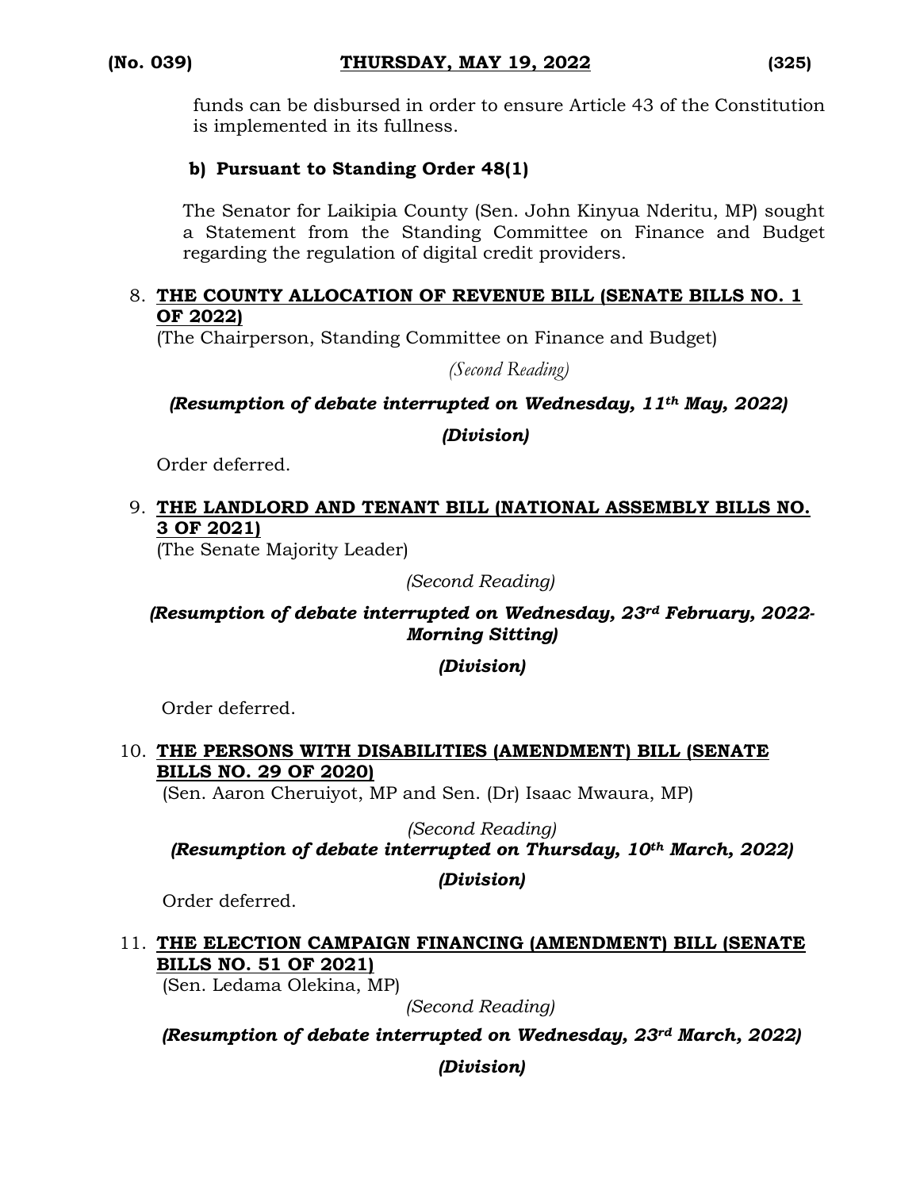funds can be disbursed in order to ensure Article 43 of the Constitution is implemented in its fullness.

**b) Pursuant to Standing Order 48(1)**

The Senator for Laikipia County (Sen. John Kinyua Nderitu, MP) sought a Statement from the Standing Committee on Finance and Budget regarding the regulation of digital credit providers.

8. **THE COUNTY ALLOCATION OF REVENUE BILL (SENATE BILLS NO. 1 OF 2022)**
(The Chairperson, Standing Committee on Finance and Budget)

*(Second Reading)*

***(Resumption of debate interrupted on Wednesday, 11th May, 2022)***

***(Division)***

Order deferred.

9. **THE LANDLORD AND TENANT BILL (NATIONAL ASSEMBLY BILLS NO. 3 OF 2021)**
(The Senate Majority Leader)

*(Second Reading)*

***(Resumption of debate interrupted on Wednesday, 23rd February, 2022-Morning Sitting)***

***(Division)***

Order deferred.

10. **THE PERSONS WITH DISABILITIES (AMENDMENT) BILL (SENATE BILLS NO. 29 OF 2020)**
(Sen. Aaron Cheruiyot, MP and Sen. (Dr) Isaac Mwaura, MP)

*(Second Reading)*

***(Resumption of debate interrupted on Thursday, 10th March, 2022)***

***(Division)***

Order deferred.

11. **THE ELECTION CAMPAIGN FINANCING (AMENDMENT) BILL (SENATE BILLS NO. 51 OF 2021)**
(Sen. Ledama Olekina, MP)

*(Second Reading)*

***(Resumption of debate interrupted on Wednesday, 23rd March, 2022)***

***(Division)***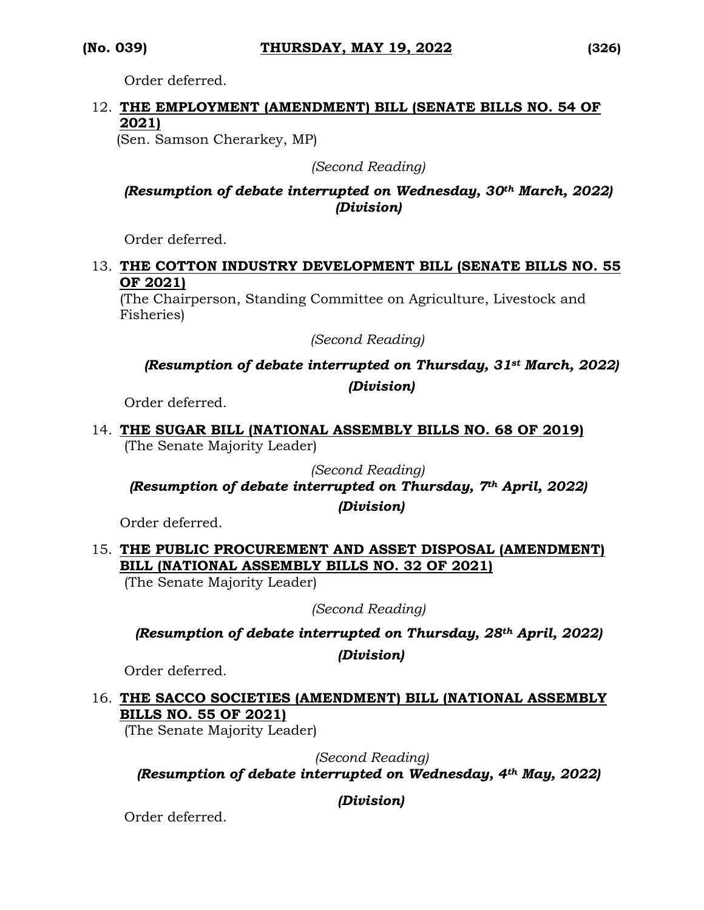Order deferred.

12. **THE EMPLOYMENT (AMENDMENT) BILL (SENATE BILLS NO. 54 OF 2021)**
(Sen. Samson Cherarkey, MP)

*(Second Reading)*

***(Resumption of debate interrupted on Wednesday, 30th March, 2022)***
***(Division)***

Order deferred.

13. **THE COTTON INDUSTRY DEVELOPMENT BILL (SENATE BILLS NO. 55 OF 2021)**
(The Chairperson, Standing Committee on Agriculture, Livestock and Fisheries)

*(Second Reading)*

***(Resumption of debate interrupted on Thursday, 31st March, 2022)***
***(Division)***

Order deferred.

14. **THE SUGAR BILL (NATIONAL ASSEMBLY BILLS NO. 68 OF 2019)**
(The Senate Majority Leader)

*(Second Reading)*
***(Resumption of debate interrupted on Thursday, 7th April, 2022)***
***(Division)***

Order deferred.

15. **THE PUBLIC PROCUREMENT AND ASSET DISPOSAL (AMENDMENT) BILL (NATIONAL ASSEMBLY BILLS NO. 32 OF 2021)**
(The Senate Majority Leader)

*(Second Reading)*

***(Resumption of debate interrupted on Thursday, 28th April, 2022)***
***(Division)***

Order deferred.

16. **THE SACCO SOCIETIES (AMENDMENT) BILL (NATIONAL ASSEMBLY BILLS NO. 55 OF 2021)**
(The Senate Majority Leader)

*(Second Reading)*
***(Resumption of debate interrupted on Wednesday, 4th May, 2022)***

***(Division)***

Order deferred.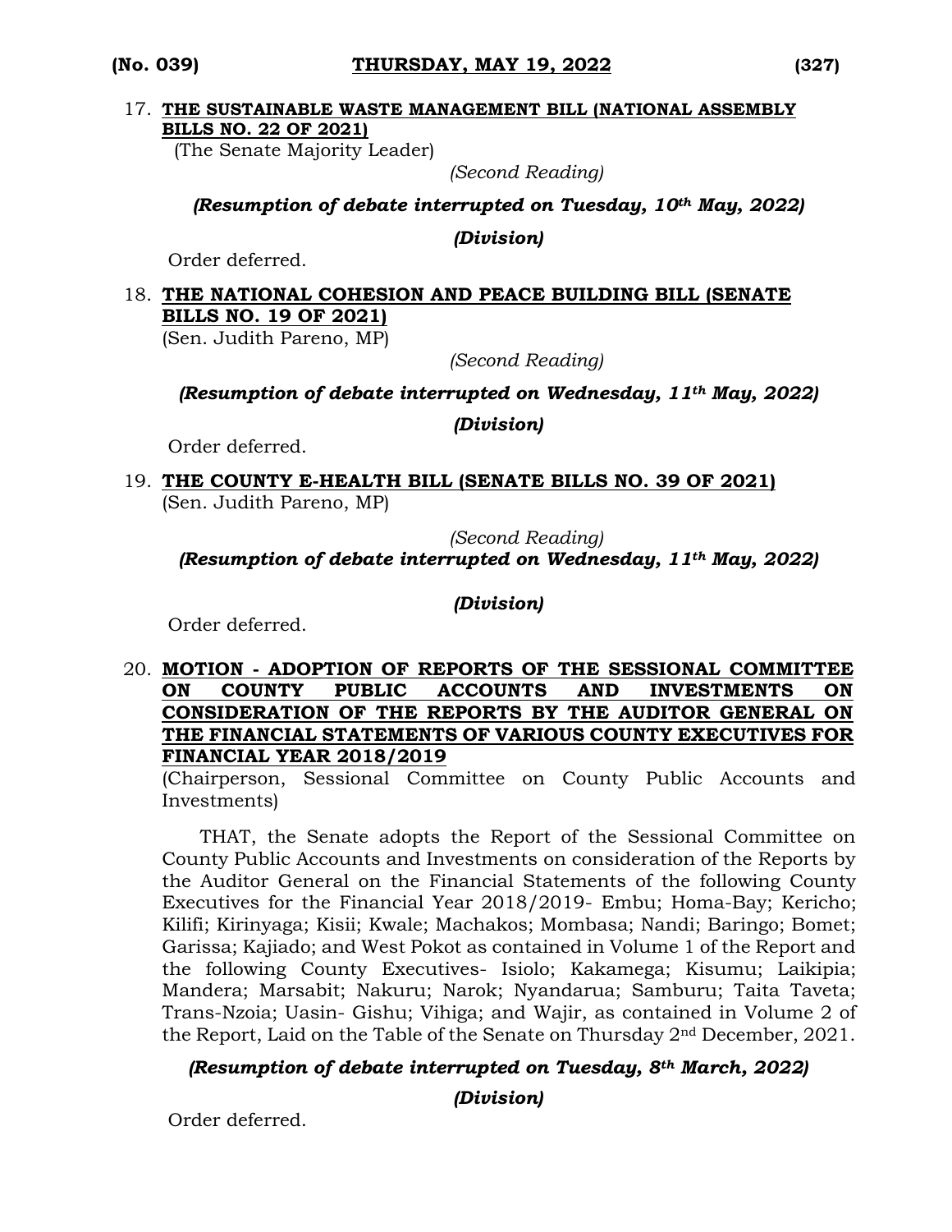17. **THE SUSTAINABLE WASTE MANAGEMENT BILL (NATIONAL ASSEMBLY BILLS NO. 22 OF 2021)**
(The Senate Majority Leader)

*(Second Reading)*

***(Resumption of debate interrupted on Tuesday, 10th May, 2022)***

***(Division)***

Order deferred.

18. **THE NATIONAL COHESION AND PEACE BUILDING BILL (SENATE BILLS NO. 19 OF 2021)**
(Sen. Judith Pareno, MP)

*(Second Reading)*

***(Resumption of debate interrupted on Wednesday, 11th May, 2022)***

***(Division)***

Order deferred.

19. **THE COUNTY E-HEALTH BILL (SENATE BILLS NO. 39 OF 2021)**
(Sen. Judith Pareno, MP)

*(Second Reading)*

***(Resumption of debate interrupted on Wednesday, 11th May, 2022)***

***(Division)***

Order deferred.

20. **MOTION - ADOPTION OF REPORTS OF THE SESSIONAL COMMITTEE ON COUNTY PUBLIC ACCOUNTS AND INVESTMENTS ON CONSIDERATION OF THE REPORTS BY THE AUDITOR GENERAL ON THE FINANCIAL STATEMENTS OF VARIOUS COUNTY EXECUTIVES FOR FINANCIAL YEAR 2018/2019**
(Chairperson, Sessional Committee on County Public Accounts and Investments)

THAT, the Senate adopts the Report of the Sessional Committee on County Public Accounts and Investments on consideration of the Reports by the Auditor General on the Financial Statements of the following County Executives for the Financial Year 2018/2019- Embu; Homa-Bay; Kericho; Kilifi; Kirinyaga; Kisii; Kwale; Machakos; Mombasa; Nandi; Baringo; Bomet; Garissa; Kajiado; and West Pokot as contained in Volume 1 of the Report and the following County Executives- Isiolo; Kakamega; Kisumu; Laikipia; Mandera; Marsabit; Nakuru; Narok; Nyandarua; Samburu; Taita Taveta; Trans-Nzoia; Uasin- Gishu; Vihiga; and Wajir, as contained in Volume 2 of the Report, Laid on the Table of the Senate on Thursday 2nd December, 2021.

***(Resumption of debate interrupted on Tuesday, 8th March, 2022)***

***(Division)***

Order deferred.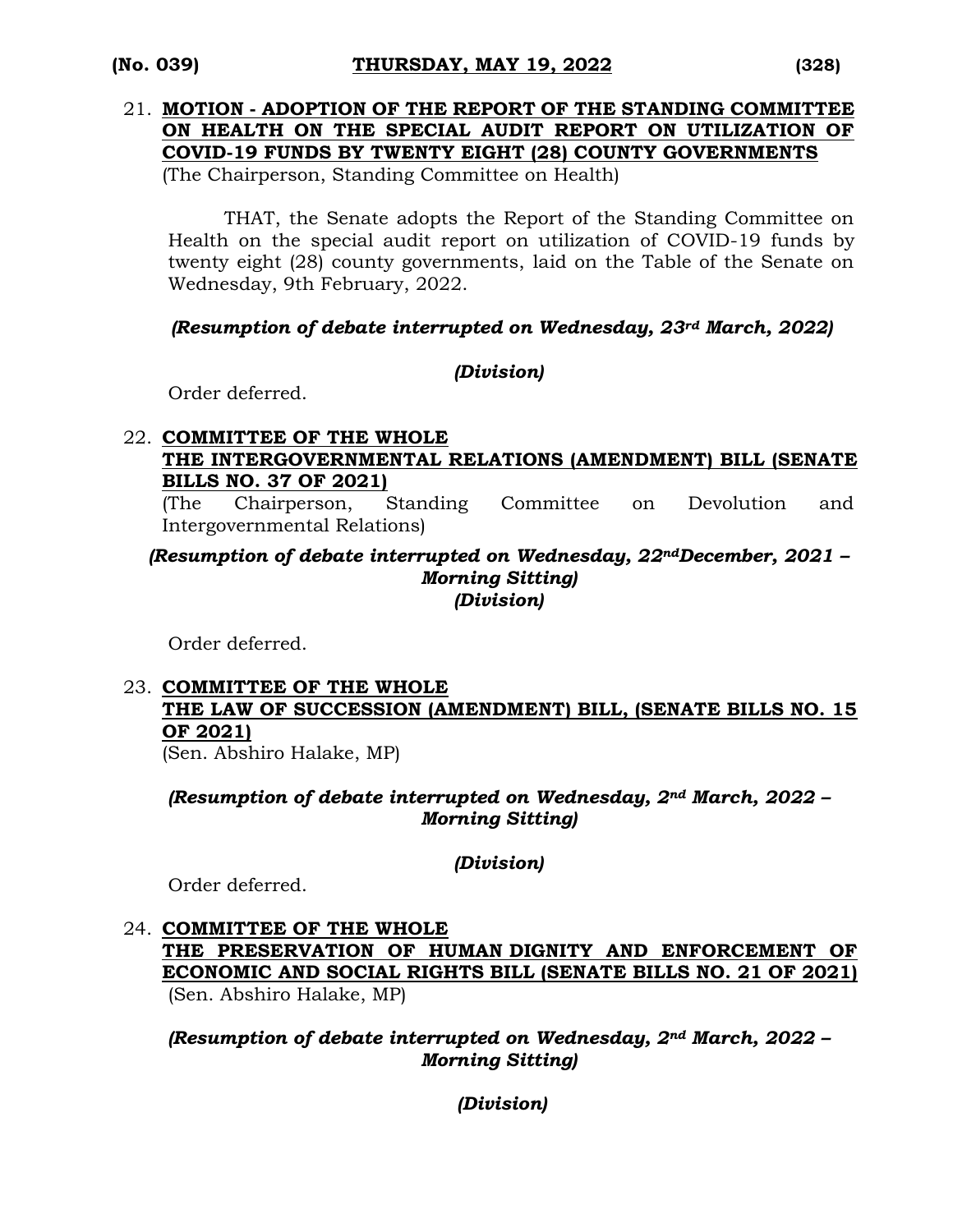21. **MOTION - ADOPTION OF THE REPORT OF THE STANDING COMMITTEE ON HEALTH ON THE SPECIAL AUDIT REPORT ON UTILIZATION OF COVID-19 FUNDS BY TWENTY EIGHT (28) COUNTY GOVERNMENTS**
    (The Chairperson, Standing Committee on Health)

    THAT, the Senate adopts the Report of the Standing Committee on Health on the special audit report on utilization of COVID-19 funds by twenty eight (28) county governments, laid on the Table of the Senate on Wednesday, 9th February, 2022.

    ***(Resumption of debate interrupted on Wednesday, 23rd March, 2022)***

    ***(Division)***

    Order deferred.

22. **COMMITTEE OF THE WHOLE**
    **THE INTERGOVERNMENTAL RELATIONS (AMENDMENT) BILL (SENATE BILLS NO. 37 OF 2021)**
    (The Chairperson, Standing Committee on Devolution and Intergovernmental Relations)

    ***(Resumption of debate interrupted on Wednesday, 22nd December, 2021 – Morning Sitting)***
    ***(Division)***

    Order deferred.

23. **COMMITTEE OF THE WHOLE**
    **THE LAW OF SUCCESSION (AMENDMENT) BILL, (SENATE BILLS NO. 15 OF 2021)**
    (Sen. Abshiro Halake, MP)

    ***(Resumption of debate interrupted on Wednesday, 2nd March, 2022 – Morning Sitting)***

    ***(Division)***

    Order deferred.

24. **COMMITTEE OF THE WHOLE**
    **THE PRESERVATION OF HUMAN DIGNITY AND ENFORCEMENT OF ECONOMIC AND SOCIAL RIGHTS BILL (SENATE BILLS NO. 21 OF 2021)**
    (Sen. Abshiro Halake, MP)

    ***(Resumption of debate interrupted on Wednesday, 2nd March, 2022 – Morning Sitting)***

    ***(Division)***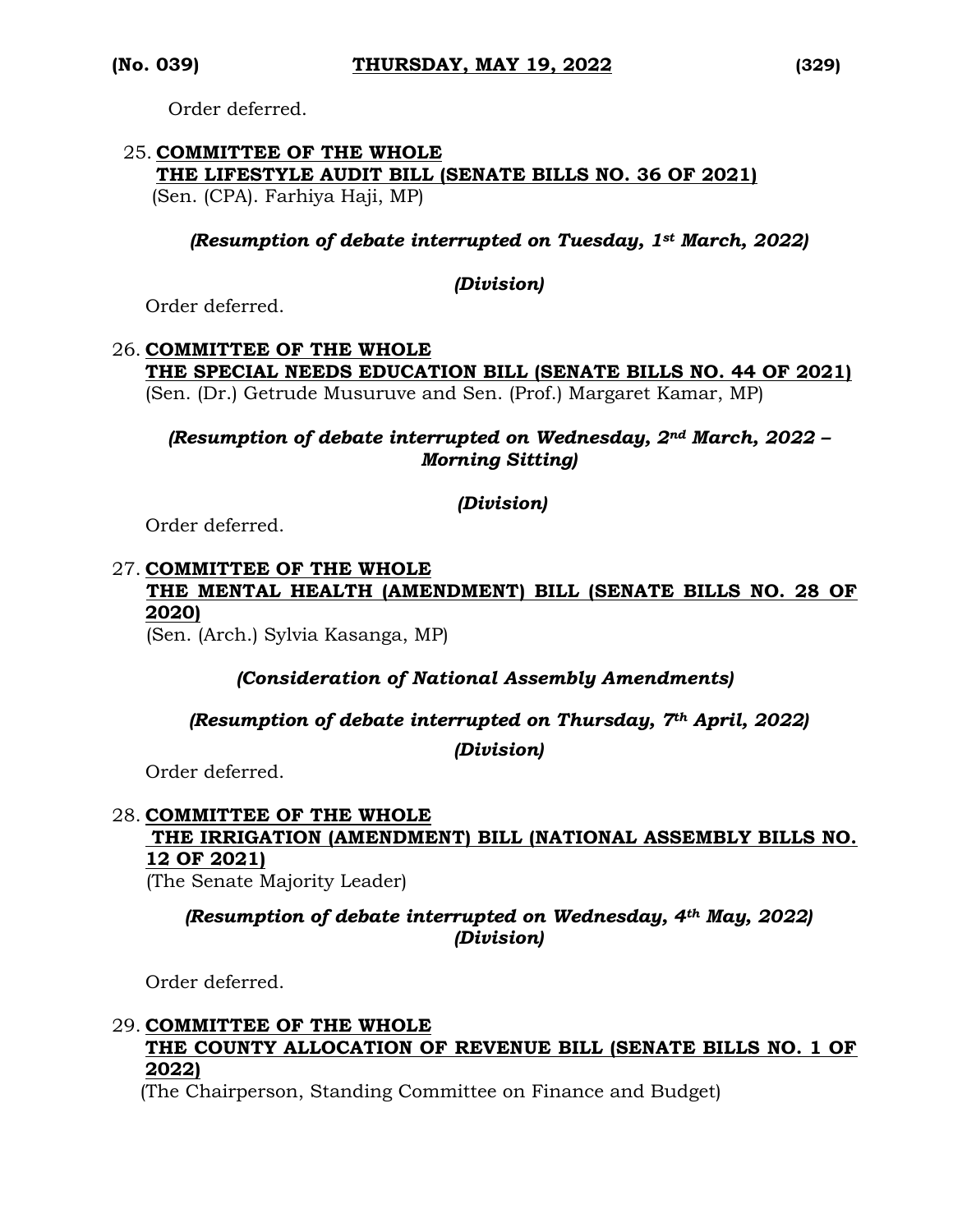Order deferred.

25. **COMMITTEE OF THE WHOLE**
**THE LIFESTYLE AUDIT BILL (SENATE BILLS NO. 36 OF 2021)**
(Sen. (CPA). Farhiya Haji, MP)

***(Resumption of debate interrupted on Tuesday, 1st March, 2022)***

***(Division)***

Order deferred.

26. **COMMITTEE OF THE WHOLE**
**THE SPECIAL NEEDS EDUCATION BILL (SENATE BILLS NO. 44 OF 2021)**
(Sen. (Dr.) Getrude Musuruve and Sen. (Prof.) Margaret Kamar, MP)

***(Resumption of debate interrupted on Wednesday, 2nd March, 2022 – Morning Sitting)***

***(Division)***

Order deferred.

27. **COMMITTEE OF THE WHOLE**
**THE MENTAL HEALTH (AMENDMENT) BILL (SENATE BILLS NO. 28 OF 2020)**
(Sen. (Arch.) Sylvia Kasanga, MP)

***(Consideration of National Assembly Amendments)***

***(Resumption of debate interrupted on Thursday, 7th April, 2022)***

***(Division)***

Order deferred.

28. **COMMITTEE OF THE WHOLE**
**THE IRRIGATION (AMENDMENT) BILL (NATIONAL ASSEMBLY BILLS NO. 12 OF 2021)**
(The Senate Majority Leader)

***(Resumption of debate interrupted on Wednesday, 4th May, 2022)***
***(Division)***

Order deferred.

29. **COMMITTEE OF THE WHOLE**
**THE COUNTY ALLOCATION OF REVENUE BILL (SENATE BILLS NO. 1 OF 2022)**
(The Chairperson, Standing Committee on Finance and Budget)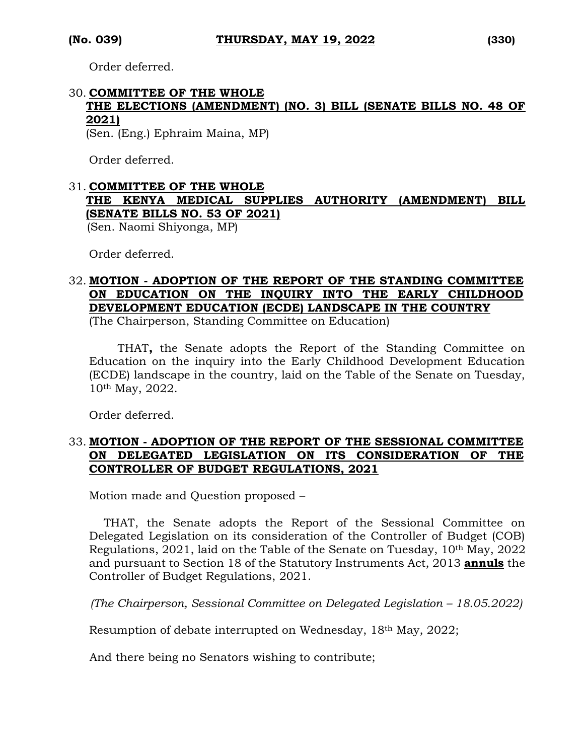Order deferred.

30. **COMMITTEE OF THE WHOLE**
**THE ELECTIONS (AMENDMENT) (NO. 3) BILL (SENATE BILLS NO. 48 OF 2021)**
(Sen. (Eng.) Ephraim Maina, MP)

Order deferred.

31. **COMMITTEE OF THE WHOLE**
**THE KENYA MEDICAL SUPPLIES AUTHORITY (AMENDMENT) BILL (SENATE BILLS NO. 53 OF 2021)**
(Sen. Naomi Shiyonga, MP)

Order deferred.

32. **MOTION - ADOPTION OF THE REPORT OF THE STANDING COMMITTEE ON EDUCATION ON THE INQUIRY INTO THE EARLY CHILDHOOD DEVELOPMENT EDUCATION (ECDE) LANDSCAPE IN THE COUNTRY**
(The Chairperson, Standing Committee on Education)

THAT**,** the Senate adopts the Report of the Standing Committee on Education on the inquiry into the Early Childhood Development Education (ECDE) landscape in the country, laid on the Table of the Senate on Tuesday, 10th May, 2022.

Order deferred.

33. **MOTION - ADOPTION OF THE REPORT OF THE SESSIONAL COMMITTEE ON DELEGATED LEGISLATION ON ITS CONSIDERATION OF THE CONTROLLER OF BUDGET REGULATIONS, 2021**

Motion made and Question proposed –

THAT, the Senate adopts the Report of the Sessional Committee on Delegated Legislation on its consideration of the Controller of Budget (COB) Regulations, 2021, laid on the Table of the Senate on Tuesday, 10th May, 2022 and pursuant to Section 18 of the Statutory Instruments Act, 2013 **annuls** the Controller of Budget Regulations, 2021.

*(The Chairperson, Sessional Committee on Delegated Legislation – 18.05.2022)*

Resumption of debate interrupted on Wednesday, 18th May, 2022;

And there being no Senators wishing to contribute;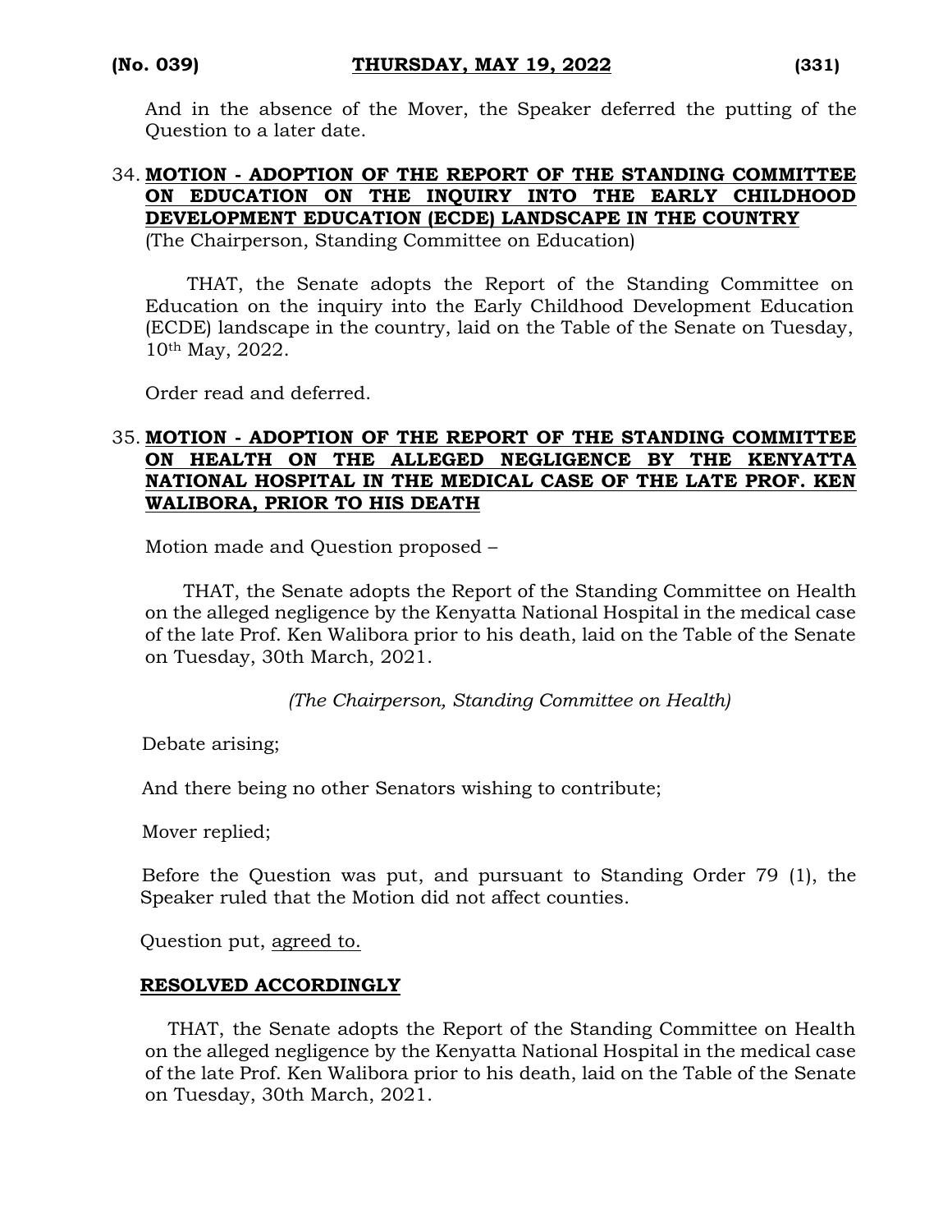And in the absence of the Mover, the Speaker deferred the putting of the Question to a later date.

34. **<u>MOTION - ADOPTION OF THE REPORT OF THE STANDING COMMITTEE ON EDUCATION ON THE INQUIRY INTO THE EARLY CHILDHOOD DEVELOPMENT EDUCATION (ECDE) LANDSCAPE IN THE COUNTRY</u>**
(The Chairperson, Standing Committee on Education)

THAT, the Senate adopts the Report of the Standing Committee on Education on the inquiry into the Early Childhood Development Education (ECDE) landscape in the country, laid on the Table of the Senate on Tuesday, 10th May, 2022.

Order read and deferred.

35. **<u>MOTION - ADOPTION OF THE REPORT OF THE STANDING COMMITTEE ON HEALTH ON THE ALLEGED NEGLIGENCE BY THE KENYATTA NATIONAL HOSPITAL IN THE MEDICAL CASE OF THE LATE PROF. KEN WALIBORA, PRIOR TO HIS DEATH</u>**

Motion made and Question proposed –

THAT, the Senate adopts the Report of the Standing Committee on Health on the alleged negligence by the Kenyatta National Hospital in the medical case of the late Prof. Ken Walibora prior to his death, laid on the Table of the Senate on Tuesday, 30th March, 2021.

*(The Chairperson, Standing Committee on Health)*

Debate arising;

And there being no other Senators wishing to contribute;

Mover replied;

Before the Question was put, and pursuant to Standing Order 79 (1), the Speaker ruled that the Motion did not affect counties.

Question put, <u>agreed to.</u>

**<u>RESOLVED ACCORDINGLY</u>**

THAT, the Senate adopts the Report of the Standing Committee on Health on the alleged negligence by the Kenyatta National Hospital in the medical case of the late Prof. Ken Walibora prior to his death, laid on the Table of the Senate on Tuesday, 30th March, 2021.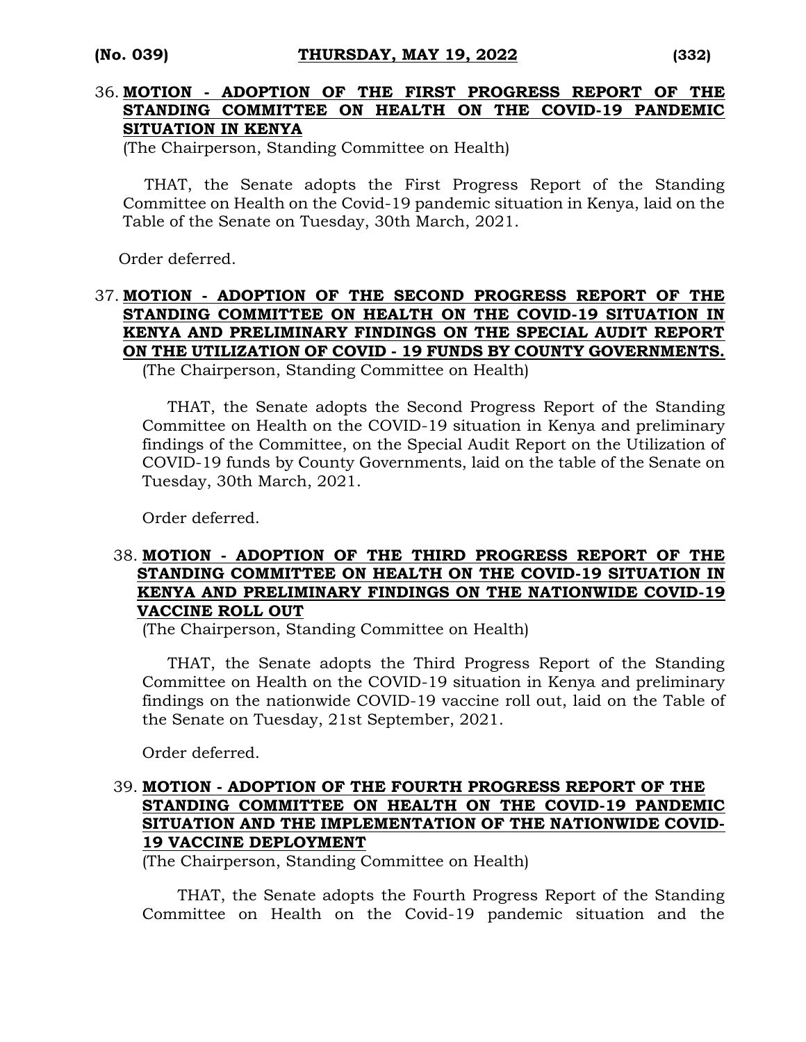36. **MOTION - ADOPTION OF THE FIRST PROGRESS REPORT OF THE STANDING COMMITTEE ON HEALTH ON THE COVID-19 PANDEMIC SITUATION IN KENYA**
(The Chairperson, Standing Committee on Health)

THAT, the Senate adopts the First Progress Report of the Standing Committee on Health on the Covid-19 pandemic situation in Kenya, laid on the Table of the Senate on Tuesday, 30th March, 2021.

Order deferred.

37. **MOTION - ADOPTION OF THE SECOND PROGRESS REPORT OF THE STANDING COMMITTEE ON HEALTH ON THE COVID-19 SITUATION IN KENYA AND PRELIMINARY FINDINGS ON THE SPECIAL AUDIT REPORT ON THE UTILIZATION OF COVID - 19 FUNDS BY COUNTY GOVERNMENTS.**
(The Chairperson, Standing Committee on Health)

THAT, the Senate adopts the Second Progress Report of the Standing Committee on Health on the COVID-19 situation in Kenya and preliminary findings of the Committee, on the Special Audit Report on the Utilization of COVID-19 funds by County Governments, laid on the table of the Senate on Tuesday, 30th March, 2021.

Order deferred.

38. **MOTION - ADOPTION OF THE THIRD PROGRESS REPORT OF THE STANDING COMMITTEE ON HEALTH ON THE COVID-19 SITUATION IN KENYA AND PRELIMINARY FINDINGS ON THE NATIONWIDE COVID-19 VACCINE ROLL OUT**
(The Chairperson, Standing Committee on Health)

THAT, the Senate adopts the Third Progress Report of the Standing Committee on Health on the COVID-19 situation in Kenya and preliminary findings on the nationwide COVID-19 vaccine roll out, laid on the Table of the Senate on Tuesday, 21st September, 2021.

Order deferred.

39. **MOTION - ADOPTION OF THE FOURTH PROGRESS REPORT OF THE STANDING COMMITTEE ON HEALTH ON THE COVID-19 PANDEMIC SITUATION AND THE IMPLEMENTATION OF THE NATIONWIDE COVID-19 VACCINE DEPLOYMENT**
(The Chairperson, Standing Committee on Health)

THAT, the Senate adopts the Fourth Progress Report of the Standing Committee on Health on the Covid-19 pandemic situation and the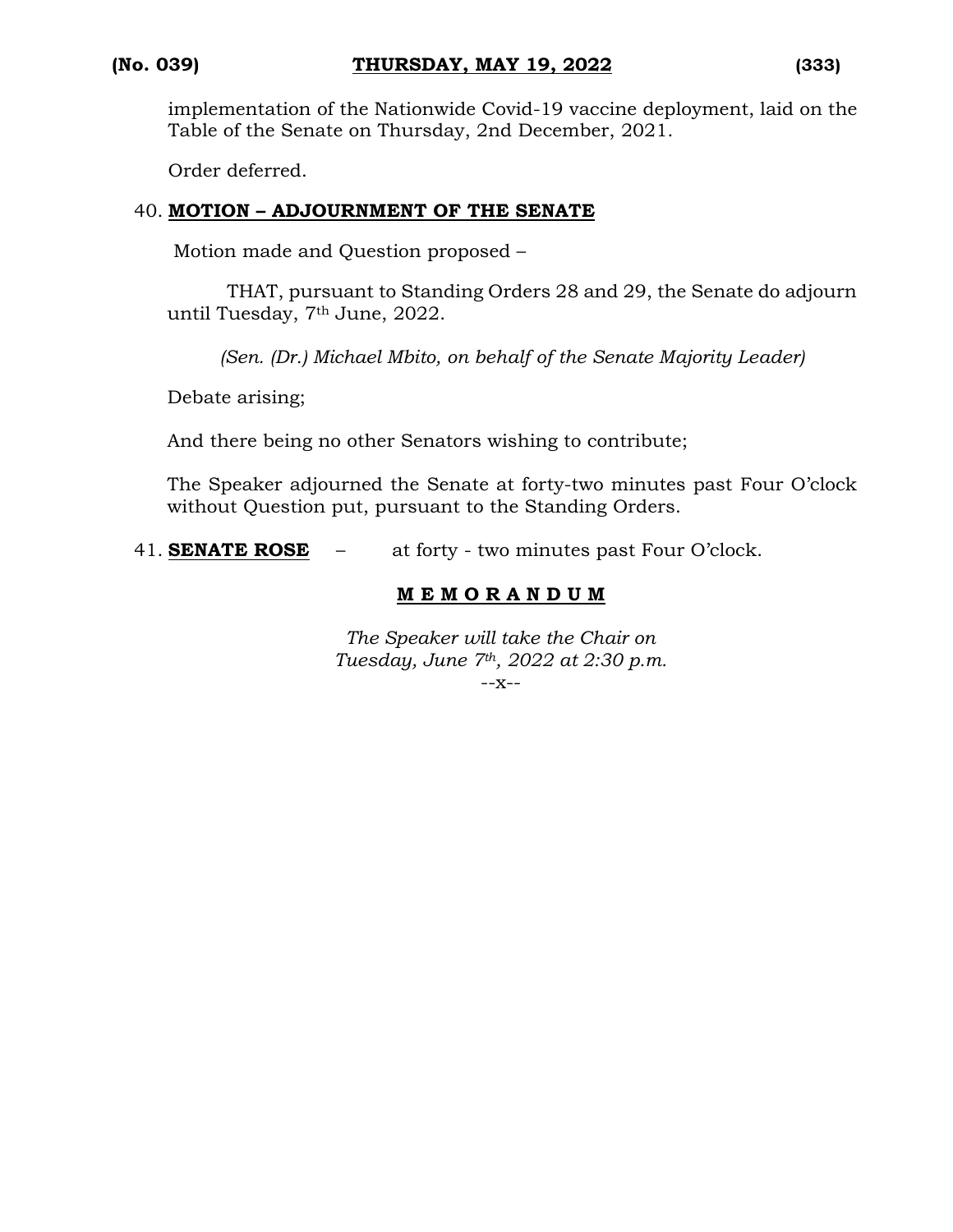implementation of the Nationwide Covid-19 vaccine deployment, laid on the Table of the Senate on Thursday, 2nd December, 2021.

Order deferred.

40. **MOTION – ADJOURNMENT OF THE SENATE**

Motion made and Question proposed –

THAT, pursuant to Standing Orders 28 and 29, the Senate do adjourn until Tuesday, 7th June, 2022.

*(Sen. (Dr.) Michael Mbito, on behalf of the Senate Majority Leader)*

Debate arising;

And there being no other Senators wishing to contribute;

The Speaker adjourned the Senate at forty-two minutes past Four O'clock without Question put, pursuant to the Standing Orders.

41. **SENATE ROSE** – at forty - two minutes past Four O'clock.

**M E M O R A N D U M**

*The Speaker will take the Chair on Tuesday, June 7th, 2022 at 2:30 p.m.*

--x--